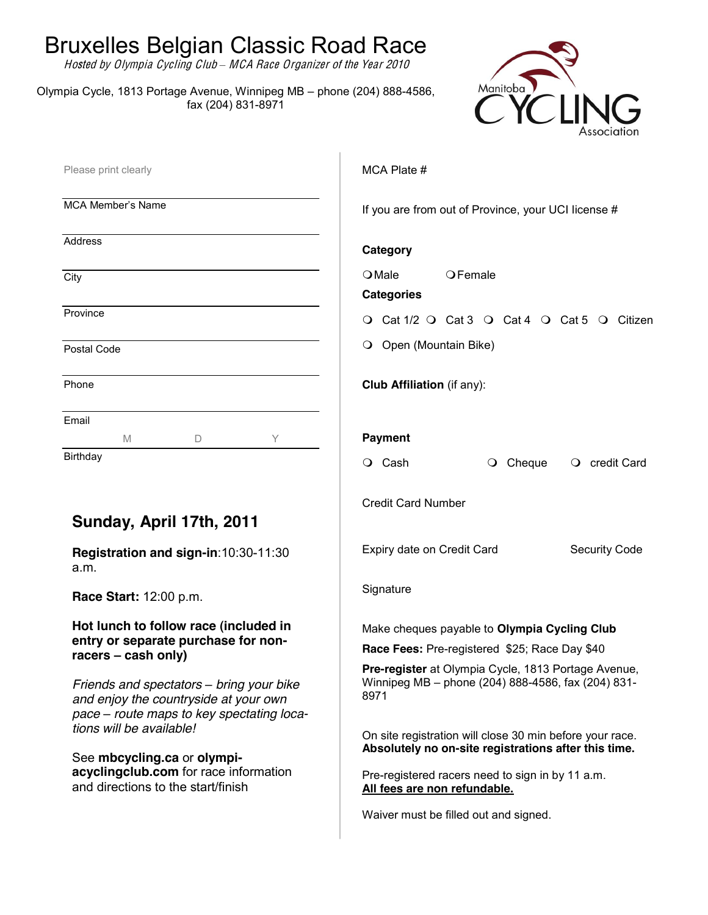# Bruxelles Belgian Classic Road Race

*Hosted by Olympia Cycling Club – MCA Race Organizer of the Year 2010*

Olympia Cycle, 1813 Portage Avenue, Winnipeg MB – phone (204) 888-4586, fax (204) 831-8971

Manitoba CYCLING Association

Please print clearly

MCA Member's Name

Address

City

Province

Postal Code

Phone

Email

Birthday M D Y

## Sunday, April 17th, 2011

**Registration and sign-in**:10:30-11:30 a.m.

**Race Start:** 12:00 p.m.

**Hot lunch to follow race (included in entry or separate purchase for non-racers – cash only)**

*Friends and spectators – bring your bike and enjoy the countryside at your own pace – route maps to key spectating locations will be available!*

See **mbcycling.ca** or **olympiacyclingclub.com** for race information and directions to the start/finish

MCA Plate #

If you are from out of Province, your UCI license #

**Category**

❍ Male ❍ Female

**Categories**

❍ Cat 1/2 ❍ Cat 3 ❍ Cat 4 ❍ Cat 5 ❍ Citizen

❍ Open (Mountain Bike)

**Club Affiliation** (if any):

**Payment**

❍ Cash ❍ Cheque ❍ credit Card

Credit Card Number

Expiry date on Credit Card Security Code

Signature

Make cheques payable to **Olympia Cycling Club**

**Race Fees:** Pre-registered $25; Race Day $40

**Pre-register** at Olympia Cycle, 1813 Portage Avenue, Winnipeg MB – phone (204) 888-4586, fax (204) 831-8971

On site registration will close 30 min before your race. **Absolutely no on-site registrations after this time.**

Pre-registered racers need to sign in by 11 a.m.
**All fees are non refundable.**

Waiver must be filled out and signed.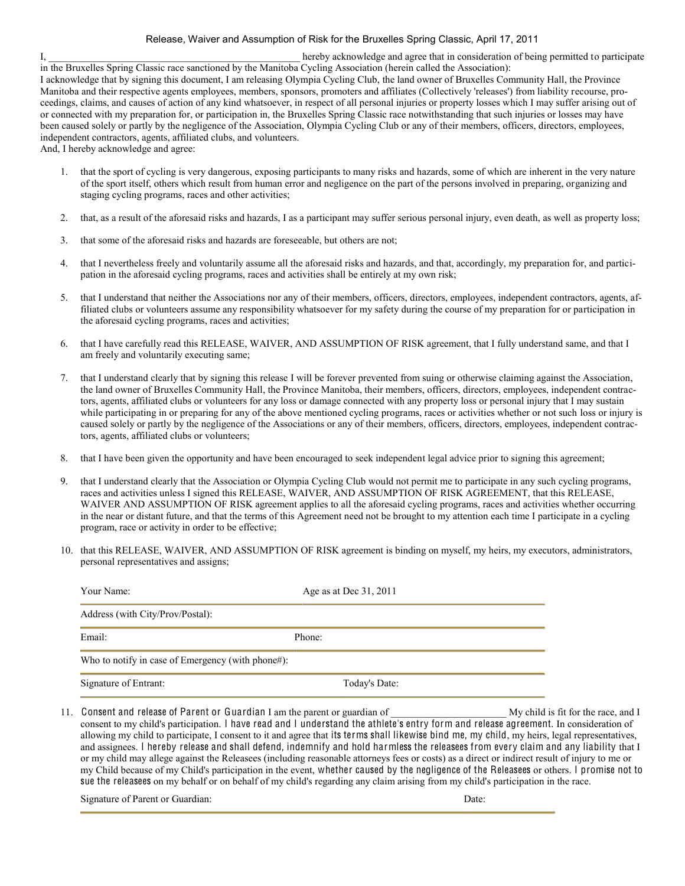# Release, Waiver and Assumption of Risk for the Bruxelles Spring Classic, April 17, 2011

I, ________________________________________________ hereby acknowledge and agree that in consideration of being permitted to participate in the Bruxelles Spring Classic race sanctioned by the Manitoba Cycling Association (herein called the Association):

I acknowledge that by signing this document, I am releasing Olympia Cycling Club, the land owner of Bruxelles Community Hall, the Province Manitoba and their respective agents employees, members, sponsors, promoters and affiliates (Collectively 'releases') from liability recourse, proceedings, claims, and causes of action of any kind whatsoever, in respect of all personal injuries or property losses which I may suffer arising out of or connected with my preparation for, or participation in, the Bruxelles Spring Classic race notwithstanding that such injuries or losses may have been caused solely or partly by the negligence of the Association, Olympia Cycling Club or any of their members, officers, directors, employees, independent contractors, agents, affiliated clubs, and volunteers.

And, I hereby acknowledge and agree:

1. that the sport of cycling is very dangerous, exposing participants to many risks and hazards, some of which are inherent in the very nature of the sport itself, others which result from human error and negligence on the part of the persons involved in preparing, organizing and staging cycling programs, races and other activities;

2. that, as a result of the aforesaid risks and hazards, I as a participant may suffer serious personal injury, even death, as well as property loss;

3. that some of the aforesaid risks and hazards are foreseeable, but others are not;

4. that I nevertheless freely and voluntarily assume all the aforesaid risks and hazards, and that, accordingly, my preparation for, and participation in the aforesaid cycling programs, races and activities shall be entirely at my own risk;

5. that I understand that neither the Associations nor any of their members, officers, directors, employees, independent contractors, agents, affiliated clubs or volunteers assume any responsibility whatsoever for my safety during the course of my preparation for or participation in the aforesaid cycling programs, races and activities;

6. that I have carefully read this RELEASE, WAIVER, AND ASSUMPTION OF RISK agreement, that I fully understand same, and that I am freely and voluntarily executing same;

7. that I understand clearly that by signing this release I will be forever prevented from suing or otherwise claiming against the Association, the land owner of Bruxelles Community Hall, the Province Manitoba, their members, officers, directors, employees, independent contractors, agents, affiliated clubs or volunteers for any loss or damage connected with any property loss or personal injury that I may sustain while participating in or preparing for any of the above mentioned cycling programs, races or activities whether or not such loss or injury is caused solely or partly by the negligence of the Associations or any of their members, officers, directors, employees, independent contractors, agents, affiliated clubs or volunteers;

8. that I have been given the opportunity and have been encouraged to seek independent legal advice prior to signing this agreement;

9. that I understand clearly that the Association or Olympia Cycling Club would not permit me to participate in any such cycling programs, races and activities unless I signed this RELEASE, WAIVER, AND ASSUMPTION OF RISK AGREEMENT, that this RELEASE, WAIVER AND ASSUMPTION OF RISK agreement applies to all the aforesaid cycling programs, races and activities whether occurring in the near or distant future, and that the terms of this Agreement need not be brought to my attention each time I participate in a cycling program, race or activity in order to be effective;

10. that this RELEASE, WAIVER, AND ASSUMPTION OF RISK agreement is binding on myself, my heirs, my executors, administrators, personal representatives and assigns;

Your Name: ____________________ Age as at Dec 31, 2011 ____________________

Address (with City/Prov/Postal): ________________________________________

Email: ____________________ Phone: ____________________

Who to notify in case of Emergency (with phone#): ____________________

Signature of Entrant: ____________________ Today's Date: ____________________

11. Consent and release of Parent or Guardian I am the parent or guardian of ______________________ My child is fit for the race, and I consent to my child's participation. I have read and I understand the athlete's entry form and release agreement. In consideration of allowing my child to participate, I consent to it and agree that its terms shall likewise bind me, my child, my heirs, legal representatives, and assignees. I hereby release and shall defend, indemnify and hold harmless the releasees from every claim and any liability that I or my child may allege against the Releasees (including reasonable attorneys fees or costs) as a direct or indirect result of injury to me or my Child because of my Child's participation in the event, whether caused by the negligence of the Releasees or others. I promise not to sue the releasees on my behalf or on behalf of my child's regarding any claim arising from my child's participation in the race.

Signature of Parent or Guardian: ____________________ Date: ____________________